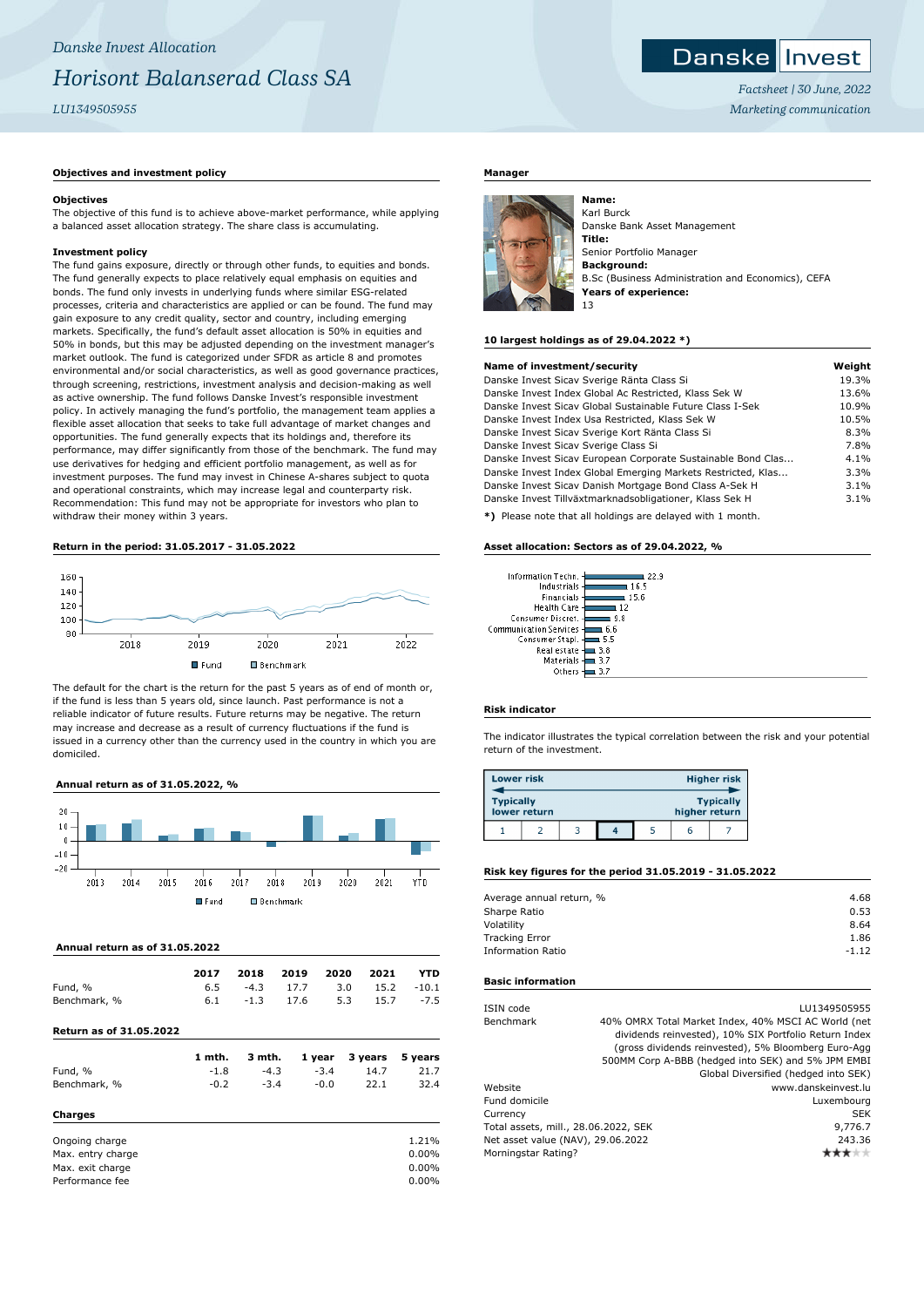*Danske Invest Allocation*

# *Horisont Balanserad Class SA*

*LU1349505955*

*Factsheet | 30 June, 2022*

*Marketing communication*

## Objectives and investment policy

**Objectives**

The objective of this fund is to achieve above-market performance, while applying a balanced asset allocation strategy. The share class is accumulating.

**Investment policy**

The fund gains exposure, directly or through other funds, to equities and bonds. The fund generally expects to place relatively equal emphasis on equities and bonds. The fund only invests in underlying funds where similar ESG-related processes, criteria and characteristics are applied or can be found. The fund may gain exposure to any credit quality, sector and country, including emerging markets. Specifically, the fund's default asset allocation is 50% in equities and 50% in bonds, but this may be adjusted depending on the investment manager's market outlook. The fund is categorized under SFDR as article 8 and promotes environmental and/or social characteristics, as well as good governance practices, through screening, restrictions, investment analysis and decision-making as well as active ownership. The fund follows Danske Invest's responsible investment policy. In actively managing the fund's portfolio, the management team applies a flexible asset allocation that seeks to take full advantage of market changes and opportunities. The fund generally expects that its holdings and, therefore its performance, may differ significantly from those of the benchmark. The fund may use derivatives for hedging and efficient portfolio management, as well as for investment purposes. The fund may invest in Chinese A-shares subject to quota and operational constraints, which may increase legal and counterparty risk.
Recommendation: This fund may not be appropriate for investors who plan to withdraw their money within 3 years.

## Return in the period: 31.05.2017 - 31.05.2022

The default for the chart is the return for the past 5 years as of end of month or, if the fund is less than 5 years old, since launch. Past performance is not a reliable indicator of future results. Future returns may be negative. The return may increase and decrease as a result of currency fluctuations if the fund is issued in a currency other than the currency used in the country in which you are domiciled.

## Annual return as of 31.05.2022, %

| | 2013 | 2014 | 2015 | 2016 | 2017 | 2018 | 2019 | 2020 | 2021 | YTD |
|---|---|---|---|---|---|---|---|---|---|---|
| Fund | | | | | | | | | | |
| Benchmark | | | | | | | | | | |

## Annual return as of 31.05.2022

| | 2017 | 2018 | 2019 | 2020 | 2021 | YTD |
|---|---|---|---|---|---|---|
| Fund, % | 6.5 | -4.3 | 17.7 | 3.0 | 15.2 | -10.1 |
| Benchmark, % | 6.1 | -1.3 | 17.6 | 5.3 | 15.7 | -7.5 |

## Return as of 31.05.2022

| | 1 mth. | 3 mth. | 1 year | 3 years | 5 years |
|---|---|---|---|---|---|
| Fund, % | -1.8 | -4.3 | -3.4 | 14.7 | 21.7 |
| Benchmark, % | -0.2 | -3.4 | -0.0 | 22.1 | 32.4 |

## Charges

| | |
|---|---|
| Ongoing charge | 1.21% |
| Max. entry charge | 0.00% |
| Max. exit charge | 0.00% |
| Performance fee | 0.00% |

## Manager

**Name:**
Karl Burck
Danske Bank Asset Management
**Title:**
Senior Portfolio Manager
**Background:**
B.Sc (Business Administration and Economics), CEFA
**Years of experience:**
13

## 10 largest holdings as of 29.04.2022 *)

| Name of investment/security | Weight |
|---|---|
| Danske Invest Sicav Sverige Ränta Class Si | 19.3% |
| Danske Invest Index Global Ac Restricted, Klass Sek W | 13.6% |
| Danske Invest Sicav Global Sustainable Future Class I-Sek | 10.9% |
| Danske Invest Index Usa Restricted, Klass Sek W | 10.5% |
| Danske Invest Sicav Sverige Kort Ränta Class Si | 8.3% |
| Danske Invest Sicav Sverige Class Si | 7.8% |
| Danske Invest Sicav European Corporate Sustainable Bond Clas... | 4.1% |
| Danske Invest Index Global Emerging Markets Restricted, Klas... | 3.3% |
| Danske Invest Sicav Danish Mortgage Bond Class A-Sek H | 3.1% |
| Danske Invest Tillväxtmarknadsobligationer, Klass Sek H | 3.1% |

**\*)** Please note that all holdings are delayed with 1 month.

## Asset allocation: Sectors as of 29.04.2022, %

| Sector | % |
|---|---|
| Information Techn. | 22.9 |
| Industrials | 16.5 |
| Financials | 15.6 |
| Health Care | 12 |
| Consumer Discret. | 9.8 |
| Communication Services | 6.6 |
| Consumer Stapl. | 5.5 |
| Real estate | 3.8 |
| Materials | 3.7 |
| Others | 3.7 |

## Risk indicator

The indicator illustrates the typical correlation between the risk and your potential return of the investment.

| Lower risk | | | | | | Higher risk |
|---|---|---|---|---|---|---|
| Typically lower return | | | | | | Typically higher return |
| 1 | 2 | 3 | **4** | 5 | 6 | 7 |

## Risk key figures for the period 31.05.2019 - 31.05.2022

| | |
|---|---|
| Average annual return, % | 4.68 |
| Sharpe Ratio | 0.53 |
| Volatility | 8.64 |
| Tracking Error | 1.86 |
| Information Ratio | -1.12 |

## Basic information

| | |
|---|---|
| ISIN code | LU1349505955 |
| Benchmark | 40% OMRX Total Market Index, 40% MSCI AC World (net dividends reinvested), 10% SIX Portfolio Return Index (gross dividends reinvested), 5% Bloomberg Euro-Agg 500MM Corp A-BBB (hedged into SEK) and 5% JPM EMBI Global Diversified (hedged into SEK) |
| Website | www.danskeinvest.lu |
| Fund domicile | Luxembourg |
| Currency | SEK |
| Total assets, mill., 28.06.2022, SEK | 9,776.7 |
| Net asset value (NAV), 29.06.2022 | 243.36 |
| Morningstar Rating? | ★★★☆☆ |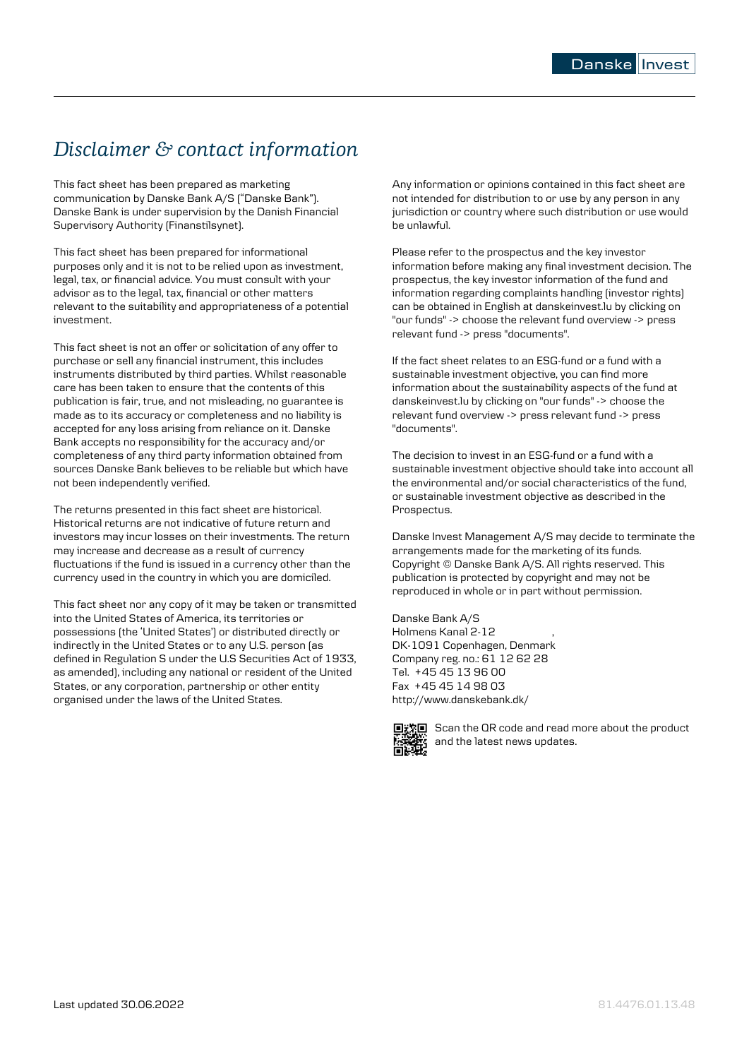# *Disclaimer & contact information*

This fact sheet has been prepared as marketing communication by Danske Bank A/S ("Danske Bank"). Danske Bank is under supervision by the Danish Financial Supervisory Authority (Finanstilsynet).

This fact sheet has been prepared for informational purposes only and it is not to be relied upon as investment, legal, tax, or financial advice. You must consult with your advisor as to the legal, tax, financial or other matters relevant to the suitability and appropriateness of a potential investment.

This fact sheet is not an offer or solicitation of any offer to purchase or sell any financial instrument, this includes instruments distributed by third parties. Whilst reasonable care has been taken to ensure that the contents of this publication is fair, true, and not misleading, no guarantee is made as to its accuracy or completeness and no liability is accepted for any loss arising from reliance on it. Danske Bank accepts no responsibility for the accuracy and/or completeness of any third party information obtained from sources Danske Bank believes to be reliable but which have not been independently verified.

The returns presented in this fact sheet are historical. Historical returns are not indicative of future return and investors may incur losses on their investments. The return may increase and decrease as a result of currency fluctuations if the fund is issued in a currency other than the currency used in the country in which you are domiciled.

This fact sheet nor any copy of it may be taken or transmitted into the United States of America, its territories or possessions (the 'United States') or distributed directly or indirectly in the United States or to any U.S. person (as defined in Regulation S under the U.S Securities Act of 1933, as amended), including any national or resident of the United States, or any corporation, partnership or other entity organised under the laws of the United States.

Any information or opinions contained in this fact sheet are not intended for distribution to or use by any person in any jurisdiction or country where such distribution or use would be unlawful.

Please refer to the prospectus and the key investor information before making any final investment decision. The prospectus, the key investor information of the fund and information regarding complaints handling (investor rights) can be obtained in English at danskeinvest.lu by clicking on "our funds" -> choose the relevant fund overview -> press relevant fund -> press "documents".

If the fact sheet relates to an ESG-fund or a fund with a sustainable investment objective, you can find more information about the sustainability aspects of the fund at danskeinvest.lu by clicking on "our funds" -> choose the relevant fund overview -> press relevant fund -> press "documents".

The decision to invest in an ESG-fund or a fund with a sustainable investment objective should take into account all the environmental and/or social characteristics of the fund, or sustainable investment objective as described in the Prospectus.

Danske Invest Management A/S may decide to terminate the arrangements made for the marketing of its funds. Copyright © Danske Bank A/S. All rights reserved. This publication is protected by copyright and may not be reproduced in whole or in part without permission.

Danske Bank A/S
Holmens Kanal 2-12
DK-1091 Copenhagen, Denmark
Company reg. no.: 61 12 62 28
Tel. +45 45 13 96 00
Fax +45 45 14 98 03
http://www.danskebank.dk/

Scan the QR code and read more about the product and the latest news updates.

Last updated 30.06.2022

81.4476.01.13.48